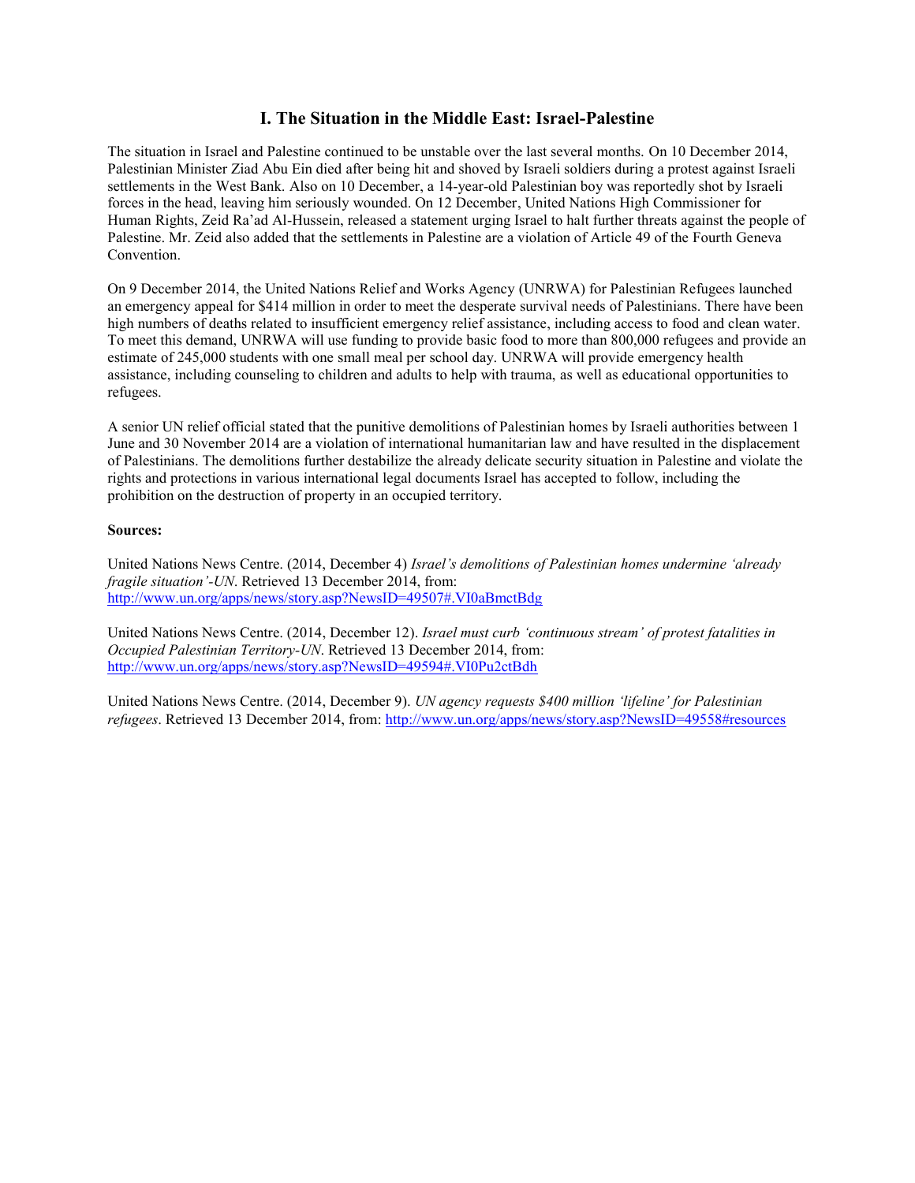## I. The Situation in the Middle East: Israel-Palestine

The situation in Israel and Palestine continued to be unstable over the last several months. On 10 December 2014, Palestinian Minister Ziad Abu Ein died after being hit and shoved by Israeli soldiers during a protest against Israeli settlements in the West Bank. Also on 10 December, a 14-year-old Palestinian boy was reportedly shot by Israeli forces in the head, leaving him seriously wounded. On 12 December, United Nations High Commissioner for Human Rights, Zeid Ra'ad Al-Hussein, released a statement urging Israel to halt further threats against the people of Palestine. Mr. Zeid also added that the settlements in Palestine are a violation of Article 49 of the Fourth Geneva Convention.

On 9 December 2014, the United Nations Relief and Works Agency (UNRWA) for Palestinian Refugees launched an emergency appeal for $414 million in order to meet the desperate survival needs of Palestinians. There have been high numbers of deaths related to insufficient emergency relief assistance, including access to food and clean water. To meet this demand, UNRWA will use funding to provide basic food to more than 800,000 refugees and provide an estimate of 245,000 students with one small meal per school day. UNRWA will provide emergency health assistance, including counseling to children and adults to help with trauma, as well as educational opportunities to refugees.

A senior UN relief official stated that the punitive demolitions of Palestinian homes by Israeli authorities between 1 June and 30 November 2014 are a violation of international humanitarian law and have resulted in the displacement of Palestinians. The demolitions further destabilize the already delicate security situation in Palestine and violate the rights and protections in various international legal documents Israel has accepted to follow, including the prohibition on the destruction of property in an occupied territory.

**Sources:**

United Nations News Centre. (2014, December 4) *Israel's demolitions of Palestinian homes undermine 'already fragile situation'-UN*. Retrieved 13 December 2014, from: http://www.un.org/apps/news/story.asp?NewsID=49507#.VI0aBmctBdg

United Nations News Centre. (2014, December 12). *Israel must curb 'continuous stream' of protest fatalities in Occupied Palestinian Territory-UN*. Retrieved 13 December 2014, from: http://www.un.org/apps/news/story.asp?NewsID=49594#.VI0Pu2ctBdh

United Nations News Centre. (2014, December 9). *UN agency requests $400 million 'lifeline' for Palestinian refugees*. Retrieved 13 December 2014, from: http://www.un.org/apps/news/story.asp?NewsID=49558#resources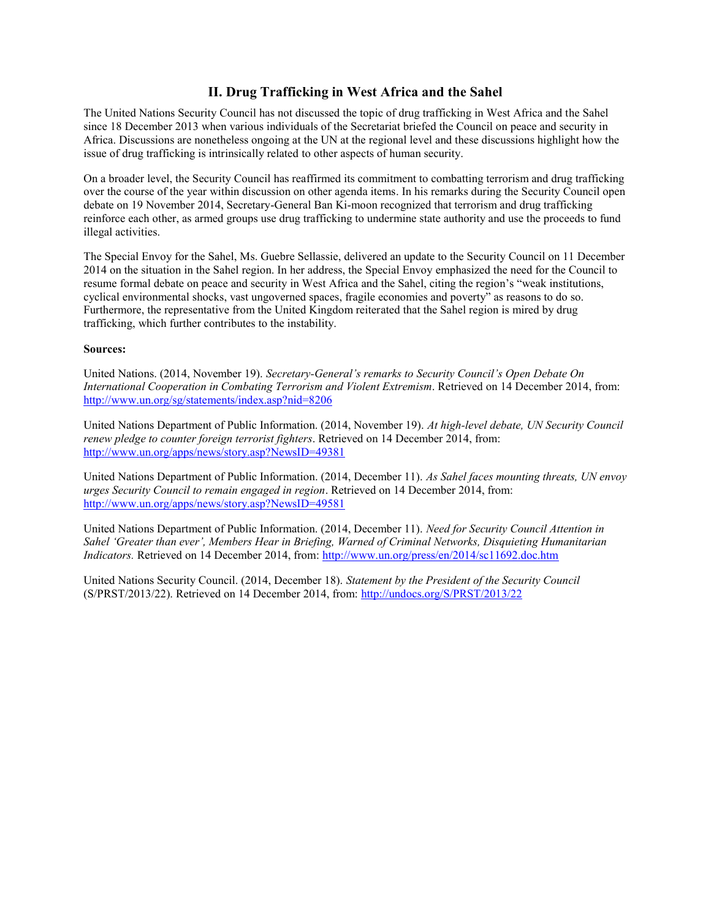## II. Drug Trafficking in West Africa and the Sahel

The United Nations Security Council has not discussed the topic of drug trafficking in West Africa and the Sahel since 18 December 2013 when various individuals of the Secretariat briefed the Council on peace and security in Africa. Discussions are nonetheless ongoing at the UN at the regional level and these discussions highlight how the issue of drug trafficking is intrinsically related to other aspects of human security.

On a broader level, the Security Council has reaffirmed its commitment to combatting terrorism and drug trafficking over the course of the year within discussion on other agenda items. In his remarks during the Security Council open debate on 19 November 2014, Secretary-General Ban Ki-moon recognized that terrorism and drug trafficking reinforce each other, as armed groups use drug trafficking to undermine state authority and use the proceeds to fund illegal activities.

The Special Envoy for the Sahel, Ms. Guebre Sellassie, delivered an update to the Security Council on 11 December 2014 on the situation in the Sahel region. In her address, the Special Envoy emphasized the need for the Council to resume formal debate on peace and security in West Africa and the Sahel, citing the region's "weak institutions, cyclical environmental shocks, vast ungoverned spaces, fragile economies and poverty" as reasons to do so. Furthermore, the representative from the United Kingdom reiterated that the Sahel region is mired by drug trafficking, which further contributes to the instability.

**Sources:**

United Nations. (2014, November 19). *Secretary-General's remarks to Security Council's Open Debate On International Cooperation in Combating Terrorism and Violent Extremism*. Retrieved on 14 December 2014, from: http://www.un.org/sg/statements/index.asp?nid=8206

United Nations Department of Public Information. (2014, November 19). *At high-level debate, UN Security Council renew pledge to counter foreign terrorist fighters*. Retrieved on 14 December 2014, from: http://www.un.org/apps/news/story.asp?NewsID=49381

United Nations Department of Public Information. (2014, December 11). *As Sahel faces mounting threats, UN envoy urges Security Council to remain engaged in region*. Retrieved on 14 December 2014, from: http://www.un.org/apps/news/story.asp?NewsID=49581

United Nations Department of Public Information. (2014, December 11). *Need for Security Council Attention in Sahel 'Greater than ever', Members Hear in Briefing, Warned of Criminal Networks, Disquieting Humanitarian Indicators.* Retrieved on 14 December 2014, from: http://www.un.org/press/en/2014/sc11692.doc.htm

United Nations Security Council. (2014, December 18). *Statement by the President of the Security Council* (S/PRST/2013/22). Retrieved on 14 December 2014, from: http://undocs.org/S/PRST/2013/22